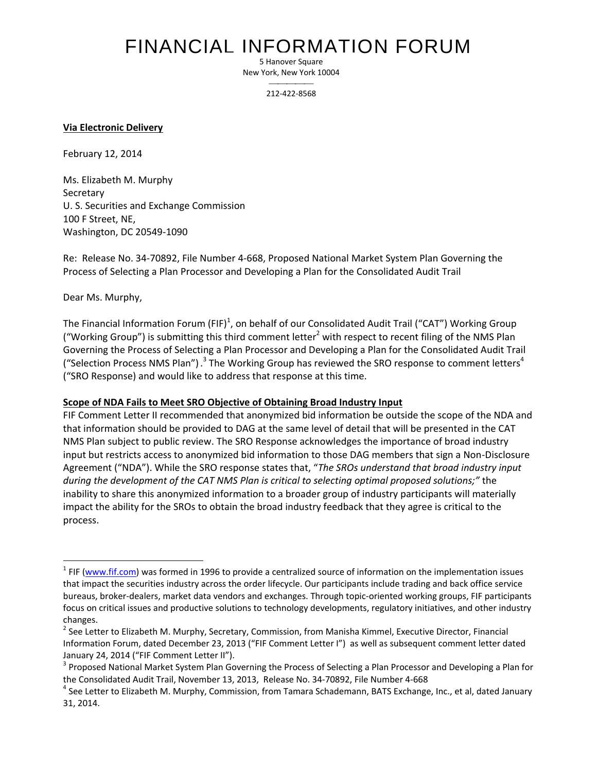# FINANCIAL INFORMATION FORUM

5 Hanover Square
New York, New York 10004

212-422-8568

**Via Electronic Delivery**

February 12, 2014

Ms. Elizabeth M. Murphy
Secretary
U. S. Securities and Exchange Commission
100 F Street, NE,
Washington, DC 20549-1090

Re: Release No. 34-70892, File Number 4-668, Proposed National Market System Plan Governing the Process of Selecting a Plan Processor and Developing a Plan for the Consolidated Audit Trail

Dear Ms. Murphy,

The Financial Information Forum (FIF)[1], on behalf of our Consolidated Audit Trail ("CAT") Working Group ("Working Group") is submitting this third comment letter[2] with respect to recent filing of the NMS Plan Governing the Process of Selecting a Plan Processor and Developing a Plan for the Consolidated Audit Trail ("Selection Process NMS Plan") .[3] The Working Group has reviewed the SRO response to comment letters[4] ("SRO Response) and would like to address that response at this time.

**Scope of NDA Fails to Meet SRO Objective of Obtaining Broad Industry Input**

FIF Comment Letter II recommended that anonymized bid information be outside the scope of the NDA and that information should be provided to DAG at the same level of detail that will be presented in the CAT NMS Plan subject to public review. The SRO Response acknowledges the importance of broad industry input but restricts access to anonymized bid information to those DAG members that sign a Non-Disclosure Agreement ("NDA"). While the SRO response states that, "*The SROs understand that broad industry input during the development of the CAT NMS Plan is critical to selecting optimal proposed solutions;*" the inability to share this anonymized information to a broader group of industry participants will materially impact the ability for the SROs to obtain the broad industry feedback that they agree is critical to the process.

---

[1] FIF (www.fif.com) was formed in 1996 to provide a centralized source of information on the implementation issues that impact the securities industry across the order lifecycle. Our participants include trading and back office service bureaus, broker-dealers, market data vendors and exchanges. Through topic-oriented working groups, FIF participants focus on critical issues and productive solutions to technology developments, regulatory initiatives, and other industry changes.

[2] See Letter to Elizabeth M. Murphy, Secretary, Commission, from Manisha Kimmel, Executive Director, Financial Information Forum, dated December 23, 2013 ("FIF Comment Letter I") as well as subsequent comment letter dated January 24, 2014 ("FIF Comment Letter II").

[3] Proposed National Market System Plan Governing the Process of Selecting a Plan Processor and Developing a Plan for the Consolidated Audit Trail, November 13, 2013, Release No. 34-70892, File Number 4-668

[4] See Letter to Elizabeth M. Murphy, Commission, from Tamara Schademann, BATS Exchange, Inc., et al, dated January 31, 2014.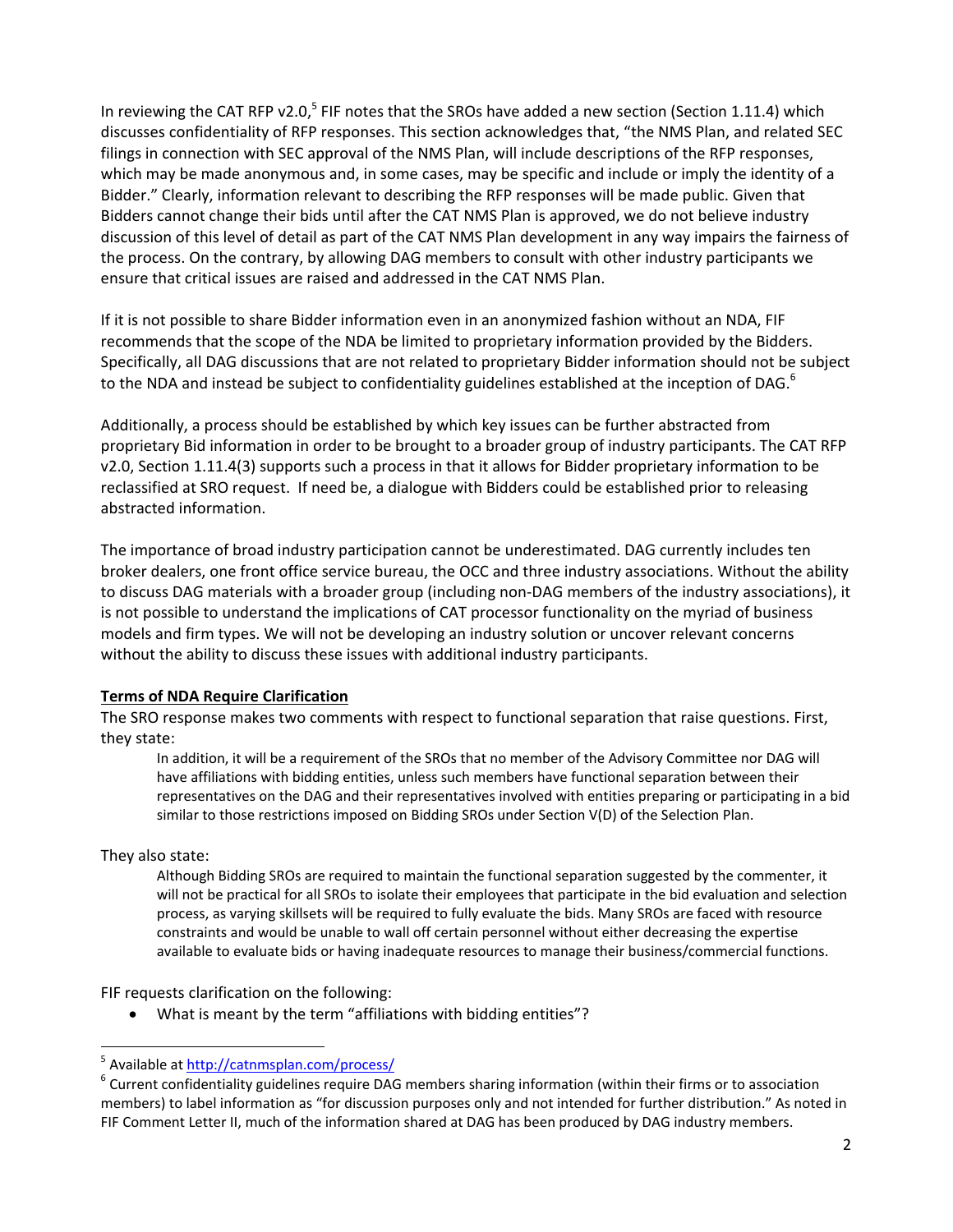In reviewing the CAT RFP v2.0,[5] FIF notes that the SROs have added a new section (Section 1.11.4) which discusses confidentiality of RFP responses. This section acknowledges that, "the NMS Plan, and related SEC filings in connection with SEC approval of the NMS Plan, will include descriptions of the RFP responses, which may be made anonymous and, in some cases, may be specific and include or imply the identity of a Bidder." Clearly, information relevant to describing the RFP responses will be made public. Given that Bidders cannot change their bids until after the CAT NMS Plan is approved, we do not believe industry discussion of this level of detail as part of the CAT NMS Plan development in any way impairs the fairness of the process. On the contrary, by allowing DAG members to consult with other industry participants we ensure that critical issues are raised and addressed in the CAT NMS Plan.

If it is not possible to share Bidder information even in an anonymized fashion without an NDA, FIF recommends that the scope of the NDA be limited to proprietary information provided by the Bidders. Specifically, all DAG discussions that are not related to proprietary Bidder information should not be subject to the NDA and instead be subject to confidentiality guidelines established at the inception of DAG.[6]

Additionally, a process should be established by which key issues can be further abstracted from proprietary Bid information in order to be brought to a broader group of industry participants. The CAT RFP v2.0, Section 1.11.4(3) supports such a process in that it allows for Bidder proprietary information to be reclassified at SRO request. If need be, a dialogue with Bidders could be established prior to releasing abstracted information.

The importance of broad industry participation cannot be underestimated. DAG currently includes ten broker dealers, one front office service bureau, the OCC and three industry associations. Without the ability to discuss DAG materials with a broader group (including non-DAG members of the industry associations), it is not possible to understand the implications of CAT processor functionality on the myriad of business models and firm types. We will not be developing an industry solution or uncover relevant concerns without the ability to discuss these issues with additional industry participants.

**Terms of NDA Require Clarification**

The SRO response makes two comments with respect to functional separation that raise questions. First, they state:

> In addition, it will be a requirement of the SROs that no member of the Advisory Committee nor DAG will have affiliations with bidding entities, unless such members have functional separation between their representatives on the DAG and their representatives involved with entities preparing or participating in a bid similar to those restrictions imposed on Bidding SROs under Section V(D) of the Selection Plan.

They also state:

> Although Bidding SROs are required to maintain the functional separation suggested by the commenter, it will not be practical for all SROs to isolate their employees that participate in the bid evaluation and selection process, as varying skillsets will be required to fully evaluate the bids. Many SROs are faced with resource constraints and would be unable to wall off certain personnel without either decreasing the expertise available to evaluate bids or having inadequate resources to manage their business/commercial functions.

FIF requests clarification on the following:

- What is meant by the term "affiliations with bidding entities"?

---

[5] Available at http://catnmsplan.com/process/

[6] Current confidentiality guidelines require DAG members sharing information (within their firms or to association members) to label information as "for discussion purposes only and not intended for further distribution." As noted in FIF Comment Letter II, much of the information shared at DAG has been produced by DAG industry members.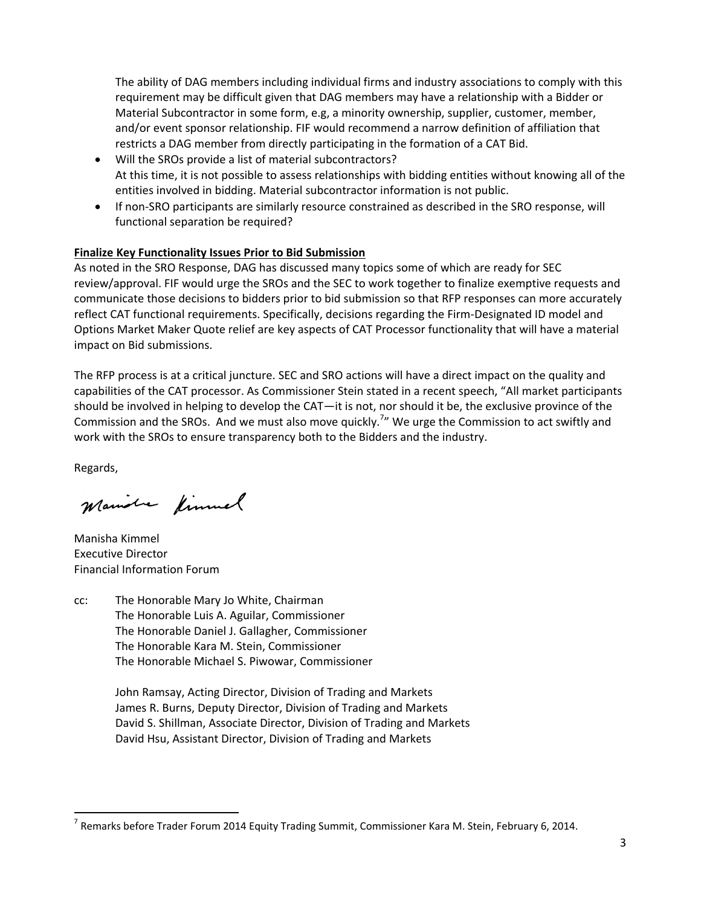The ability of DAG members including individual firms and industry associations to comply with this requirement may be difficult given that DAG members may have a relationship with a Bidder or Material Subcontractor in some form, e.g, a minority ownership, supplier, customer, member, and/or event sponsor relationship. FIF would recommend a narrow definition of affiliation that restricts a DAG member from directly participating in the formation of a CAT Bid.

- Will the SROs provide a list of material subcontractors?
  At this time, it is not possible to assess relationships with bidding entities without knowing all of the entities involved in bidding. Material subcontractor information is not public.
- If non-SRO participants are similarly resource constrained as described in the SRO response, will functional separation be required?

**Finalize Key Functionality Issues Prior to Bid Submission**

As noted in the SRO Response, DAG has discussed many topics some of which are ready for SEC review/approval. FIF would urge the SROs and the SEC to work together to finalize exemptive requests and communicate those decisions to bidders prior to bid submission so that RFP responses can more accurately reflect CAT functional requirements. Specifically, decisions regarding the Firm-Designated ID model and Options Market Maker Quote relief are key aspects of CAT Processor functionality that will have a material impact on Bid submissions.

The RFP process is at a critical juncture. SEC and SRO actions will have a direct impact on the quality and capabilities of the CAT processor. As Commissioner Stein stated in a recent speech, "All market participants should be involved in helping to develop the CAT—it is not, nor should it be, the exclusive province of the Commission and the SROs. And we must also move quickly.[7]" We urge the Commission to act swiftly and work with the SROs to ensure transparency both to the Bidders and the industry.

Regards,

Manisha Kimmel
Executive Director
Financial Information Forum

cc: The Honorable Mary Jo White, Chairman
The Honorable Luis A. Aguilar, Commissioner
The Honorable Daniel J. Gallagher, Commissioner
The Honorable Kara M. Stein, Commissioner
The Honorable Michael S. Piwowar, Commissioner

John Ramsay, Acting Director, Division of Trading and Markets
James R. Burns, Deputy Director, Division of Trading and Markets
David S. Shillman, Associate Director, Division of Trading and Markets
David Hsu, Assistant Director, Division of Trading and Markets

[7] Remarks before Trader Forum 2014 Equity Trading Summit, Commissioner Kara M. Stein, February 6, 2014.